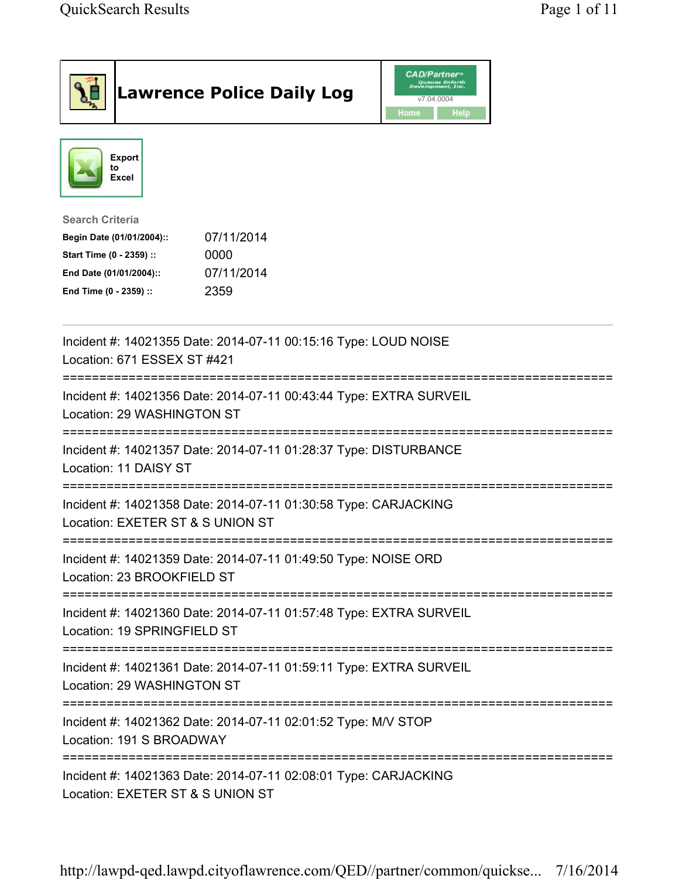# Lawrence Police Daily Log

CAD/Partner™ Queues Enforth Development, Inc.
v7.04.0004
Home Help

Export to Excel

**Search Criteria**

| | |
|---|---|
| **Begin Date (01/01/2004)::** | 07/11/2014 |
| **Start Time (0 - 2359) ::** | 0000 |
| **End Date (01/01/2004)::** | 07/11/2014 |
| **End Time (0 - 2359) ::** | 2359 |

---

Incident #: 14021355 Date: 2014-07-11 00:15:16 Type: LOUD NOISE
Location: 671 ESSEX ST #421

===========================================================================

Incident #: 14021356 Date: 2014-07-11 00:43:44 Type: EXTRA SURVEIL
Location: 29 WASHINGTON ST

===========================================================================

Incident #: 14021357 Date: 2014-07-11 01:28:37 Type: DISTURBANCE
Location: 11 DAISY ST

===========================================================================

Incident #: 14021358 Date: 2014-07-11 01:30:58 Type: CARJACKING
Location: EXETER ST & S UNION ST

===========================================================================

Incident #: 14021359 Date: 2014-07-11 01:49:50 Type: NOISE ORD
Location: 23 BROOKFIELD ST

===========================================================================

Incident #: 14021360 Date: 2014-07-11 01:57:48 Type: EXTRA SURVEIL
Location: 19 SPRINGFIELD ST

===========================================================================

Incident #: 14021361 Date: 2014-07-11 01:59:11 Type: EXTRA SURVEIL
Location: 29 WASHINGTON ST

===========================================================================

Incident #: 14021362 Date: 2014-07-11 02:01:52 Type: M/V STOP
Location: 191 S BROADWAY

===========================================================================

Incident #: 14021363 Date: 2014-07-11 02:08:01 Type: CARJACKING
Location: EXETER ST & S UNION ST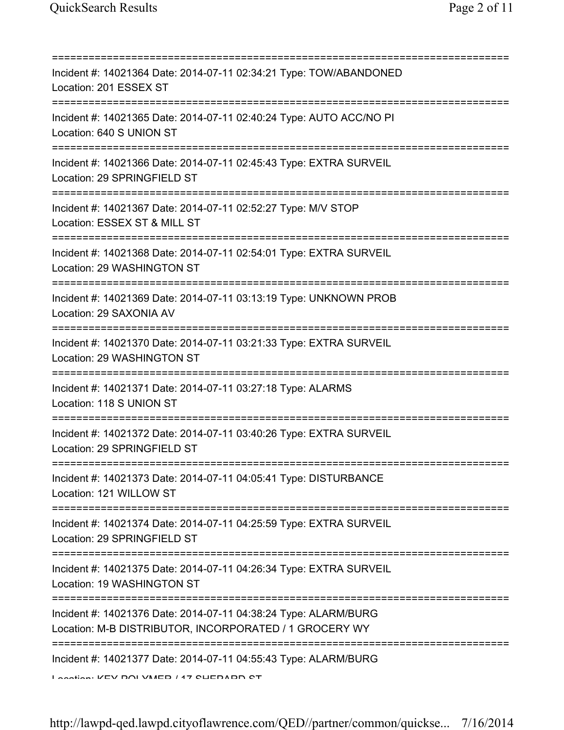===========================================================================
Incident #: 14021364 Date: 2014-07-11 02:34:21 Type: TOW/ABANDONED
Location: 201 ESSEX ST
===========================================================================
Incident #: 14021365 Date: 2014-07-11 02:40:24 Type: AUTO ACC/NO PI
Location: 640 S UNION ST
===========================================================================
Incident #: 14021366 Date: 2014-07-11 02:45:43 Type: EXTRA SURVEIL
Location: 29 SPRINGFIELD ST
===========================================================================
Incident #: 14021367 Date: 2014-07-11 02:52:27 Type: M/V STOP
Location: ESSEX ST & MILL ST
===========================================================================
Incident #: 14021368 Date: 2014-07-11 02:54:01 Type: EXTRA SURVEIL
Location: 29 WASHINGTON ST
===========================================================================
Incident #: 14021369 Date: 2014-07-11 03:13:19 Type: UNKNOWN PROB
Location: 29 SAXONIA AV
===========================================================================
Incident #: 14021370 Date: 2014-07-11 03:21:33 Type: EXTRA SURVEIL
Location: 29 WASHINGTON ST
===========================================================================
Incident #: 14021371 Date: 2014-07-11 03:27:18 Type: ALARMS
Location: 118 S UNION ST
===========================================================================
Incident #: 14021372 Date: 2014-07-11 03:40:26 Type: EXTRA SURVEIL
Location: 29 SPRINGFIELD ST
===========================================================================
Incident #: 14021373 Date: 2014-07-11 04:05:41 Type: DISTURBANCE
Location: 121 WILLOW ST
===========================================================================
Incident #: 14021374 Date: 2014-07-11 04:25:59 Type: EXTRA SURVEIL
Location: 29 SPRINGFIELD ST
===========================================================================
Incident #: 14021375 Date: 2014-07-11 04:26:34 Type: EXTRA SURVEIL
Location: 19 WASHINGTON ST
===========================================================================
Incident #: 14021376 Date: 2014-07-11 04:38:24 Type: ALARM/BURG
Location: M-B DISTRIBUTOR, INCORPORATED / 1 GROCERY WY
===========================================================================
Incident #: 14021377 Date: 2014-07-11 04:55:43 Type: ALARM/BURG
Location: KEY POLYMER / 17 SHEPARD ST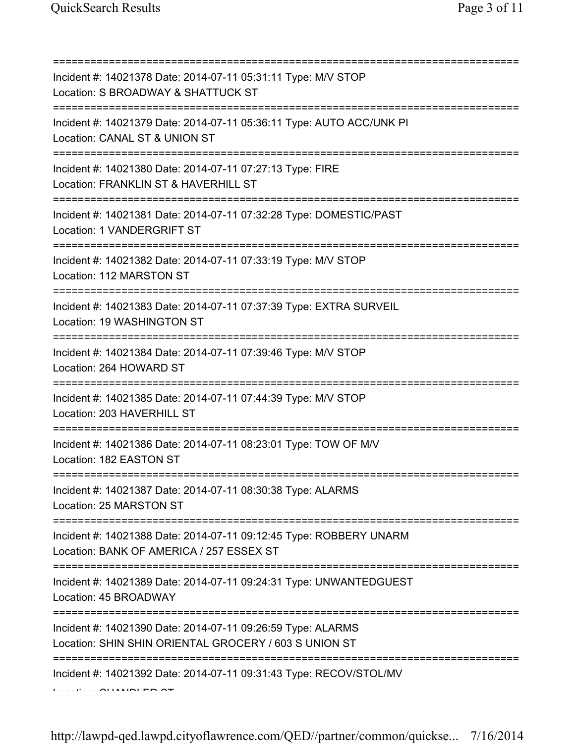===========================================================================
Incident #: 14021378 Date: 2014-07-11 05:31:11 Type: M/V STOP
Location: S BROADWAY & SHATTUCK ST
===========================================================================
Incident #: 14021379 Date: 2014-07-11 05:36:11 Type: AUTO ACC/UNK PI
Location: CANAL ST & UNION ST
===========================================================================
Incident #: 14021380 Date: 2014-07-11 07:27:13 Type: FIRE
Location: FRANKLIN ST & HAVERHILL ST
===========================================================================
Incident #: 14021381 Date: 2014-07-11 07:32:28 Type: DOMESTIC/PAST
Location: 1 VANDERGRIFT ST
===========================================================================
Incident #: 14021382 Date: 2014-07-11 07:33:19 Type: M/V STOP
Location: 112 MARSTON ST
===========================================================================
Incident #: 14021383 Date: 2014-07-11 07:37:39 Type: EXTRA SURVEIL
Location: 19 WASHINGTON ST
===========================================================================
Incident #: 14021384 Date: 2014-07-11 07:39:46 Type: M/V STOP
Location: 264 HOWARD ST
===========================================================================
Incident #: 14021385 Date: 2014-07-11 07:44:39 Type: M/V STOP
Location: 203 HAVERHILL ST
===========================================================================
Incident #: 14021386 Date: 2014-07-11 08:23:01 Type: TOW OF M/V
Location: 182 EASTON ST
===========================================================================
Incident #: 14021387 Date: 2014-07-11 08:30:38 Type: ALARMS
Location: 25 MARSTON ST
===========================================================================
Incident #: 14021388 Date: 2014-07-11 09:12:45 Type: ROBBERY UNARM
Location: BANK OF AMERICA / 257 ESSEX ST
===========================================================================
Incident #: 14021389 Date: 2014-07-11 09:24:31 Type: UNWANTEDGUEST
Location: 45 BROADWAY
===========================================================================
Incident #: 14021390 Date: 2014-07-11 09:26:59 Type: ALARMS
Location: SHIN SHIN ORIENTAL GROCERY / 603 S UNION ST
===========================================================================
Incident #: 14021392 Date: 2014-07-11 09:31:43 Type: RECOV/STOL/MV
Location: CHANDLER ST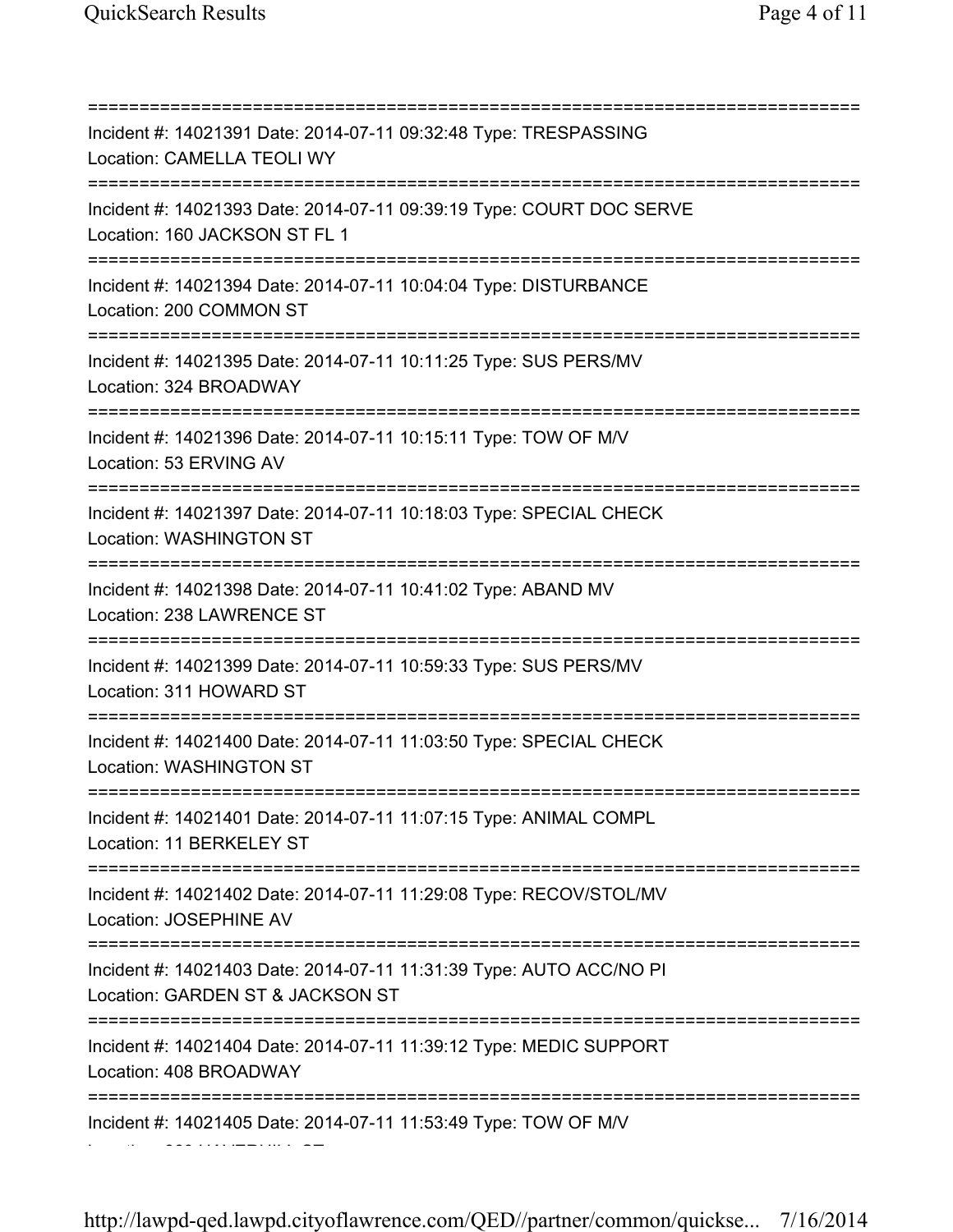===========================================================================
Incident #: 14021391 Date: 2014-07-11 09:32:48 Type: TRESPASSING
Location: CAMELLA TEOLI WY
===========================================================================
Incident #: 14021393 Date: 2014-07-11 09:39:19 Type: COURT DOC SERVE
Location: 160 JACKSON ST FL 1
===========================================================================
Incident #: 14021394 Date: 2014-07-11 10:04:04 Type: DISTURBANCE
Location: 200 COMMON ST
===========================================================================
Incident #: 14021395 Date: 2014-07-11 10:11:25 Type: SUS PERS/MV
Location: 324 BROADWAY
===========================================================================
Incident #: 14021396 Date: 2014-07-11 10:15:11 Type: TOW OF M/V
Location: 53 ERVING AV
===========================================================================
Incident #: 14021397 Date: 2014-07-11 10:18:03 Type: SPECIAL CHECK
Location: WASHINGTON ST
===========================================================================
Incident #: 14021398 Date: 2014-07-11 10:41:02 Type: ABAND MV
Location: 238 LAWRENCE ST
===========================================================================
Incident #: 14021399 Date: 2014-07-11 10:59:33 Type: SUS PERS/MV
Location: 311 HOWARD ST
===========================================================================
Incident #: 14021400 Date: 2014-07-11 11:03:50 Type: SPECIAL CHECK
Location: WASHINGTON ST
===========================================================================
Incident #: 14021401 Date: 2014-07-11 11:07:15 Type: ANIMAL COMPL
Location: 11 BERKELEY ST
===========================================================================
Incident #: 14021402 Date: 2014-07-11 11:29:08 Type: RECOV/STOL/MV
Location: JOSEPHINE AV
===========================================================================
Incident #: 14021403 Date: 2014-07-11 11:31:39 Type: AUTO ACC/NO PI
Location: GARDEN ST & JACKSON ST
===========================================================================
Incident #: 14021404 Date: 2014-07-11 11:39:12 Type: MEDIC SUPPORT
Location: 408 BROADWAY
===========================================================================
Incident #: 14021405 Date: 2014-07-11 11:53:49 Type: TOW OF M/V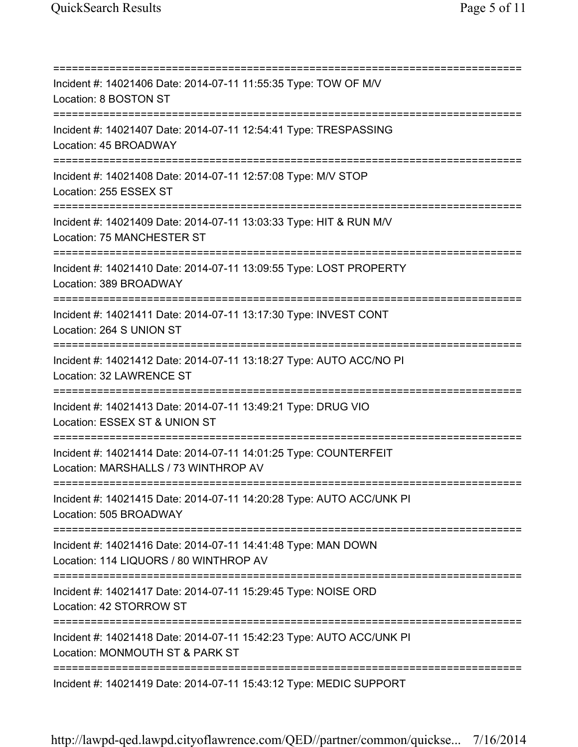===========================================================================
Incident #: 14021406 Date: 2014-07-11 11:55:35 Type: TOW OF M/V
Location: 8 BOSTON ST
===========================================================================
Incident #: 14021407 Date: 2014-07-11 12:54:41 Type: TRESPASSING
Location: 45 BROADWAY
===========================================================================
Incident #: 14021408 Date: 2014-07-11 12:57:08 Type: M/V STOP
Location: 255 ESSEX ST
===========================================================================
Incident #: 14021409 Date: 2014-07-11 13:03:33 Type: HIT & RUN M/V
Location: 75 MANCHESTER ST
===========================================================================
Incident #: 14021410 Date: 2014-07-11 13:09:55 Type: LOST PROPERTY
Location: 389 BROADWAY
===========================================================================
Incident #: 14021411 Date: 2014-07-11 13:17:30 Type: INVEST CONT
Location: 264 S UNION ST
===========================================================================
Incident #: 14021412 Date: 2014-07-11 13:18:27 Type: AUTO ACC/NO PI
Location: 32 LAWRENCE ST
===========================================================================
Incident #: 14021413 Date: 2014-07-11 13:49:21 Type: DRUG VIO
Location: ESSEX ST & UNION ST
===========================================================================
Incident #: 14021414 Date: 2014-07-11 14:01:25 Type: COUNTERFEIT
Location: MARSHALLS / 73 WINTHROP AV
===========================================================================
Incident #: 14021415 Date: 2014-07-11 14:20:28 Type: AUTO ACC/UNK PI
Location: 505 BROADWAY
===========================================================================
Incident #: 14021416 Date: 2014-07-11 14:41:48 Type: MAN DOWN
Location: 114 LIQUORS / 80 WINTHROP AV
===========================================================================
Incident #: 14021417 Date: 2014-07-11 15:29:45 Type: NOISE ORD
Location: 42 STORROW ST
===========================================================================
Incident #: 14021418 Date: 2014-07-11 15:42:23 Type: AUTO ACC/UNK PI
Location: MONMOUTH ST & PARK ST
===========================================================================
Incident #: 14021419 Date: 2014-07-11 15:43:12 Type: MEDIC SUPPORT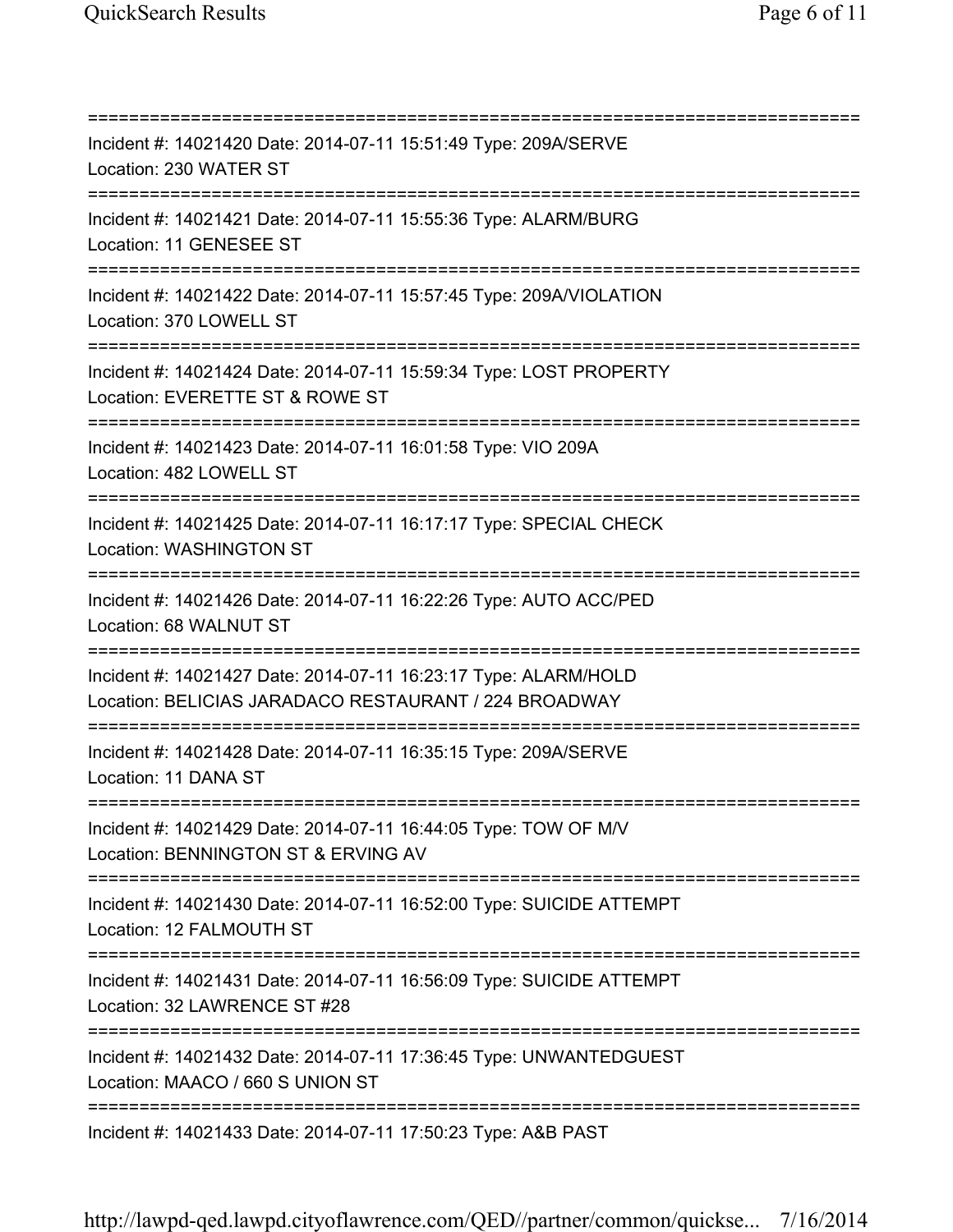===========================================================================
Incident #: 14021420 Date: 2014-07-11 15:51:49 Type: 209A/SERVE
Location: 230 WATER ST
===========================================================================
Incident #: 14021421 Date: 2014-07-11 15:55:36 Type: ALARM/BURG
Location: 11 GENESEE ST
===========================================================================
Incident #: 14021422 Date: 2014-07-11 15:57:45 Type: 209A/VIOLATION
Location: 370 LOWELL ST
===========================================================================
Incident #: 14021424 Date: 2014-07-11 15:59:34 Type: LOST PROPERTY
Location: EVERETTE ST & ROWE ST
===========================================================================
Incident #: 14021423 Date: 2014-07-11 16:01:58 Type: VIO 209A
Location: 482 LOWELL ST
===========================================================================
Incident #: 14021425 Date: 2014-07-11 16:17:17 Type: SPECIAL CHECK
Location: WASHINGTON ST
===========================================================================
Incident #: 14021426 Date: 2014-07-11 16:22:26 Type: AUTO ACC/PED
Location: 68 WALNUT ST
===========================================================================
Incident #: 14021427 Date: 2014-07-11 16:23:17 Type: ALARM/HOLD
Location: BELICIAS JARADACO RESTAURANT / 224 BROADWAY
===========================================================================
Incident #: 14021428 Date: 2014-07-11 16:35:15 Type: 209A/SERVE
Location: 11 DANA ST
===========================================================================
Incident #: 14021429 Date: 2014-07-11 16:44:05 Type: TOW OF M/V
Location: BENNINGTON ST & ERVING AV
===========================================================================
Incident #: 14021430 Date: 2014-07-11 16:52:00 Type: SUICIDE ATTEMPT
Location: 12 FALMOUTH ST
===========================================================================
Incident #: 14021431 Date: 2014-07-11 16:56:09 Type: SUICIDE ATTEMPT
Location: 32 LAWRENCE ST #28
===========================================================================
Incident #: 14021432 Date: 2014-07-11 17:36:45 Type: UNWANTEDGUEST
Location: MAACO / 660 S UNION ST
===========================================================================
Incident #: 14021433 Date: 2014-07-11 17:50:23 Type: A&B PAST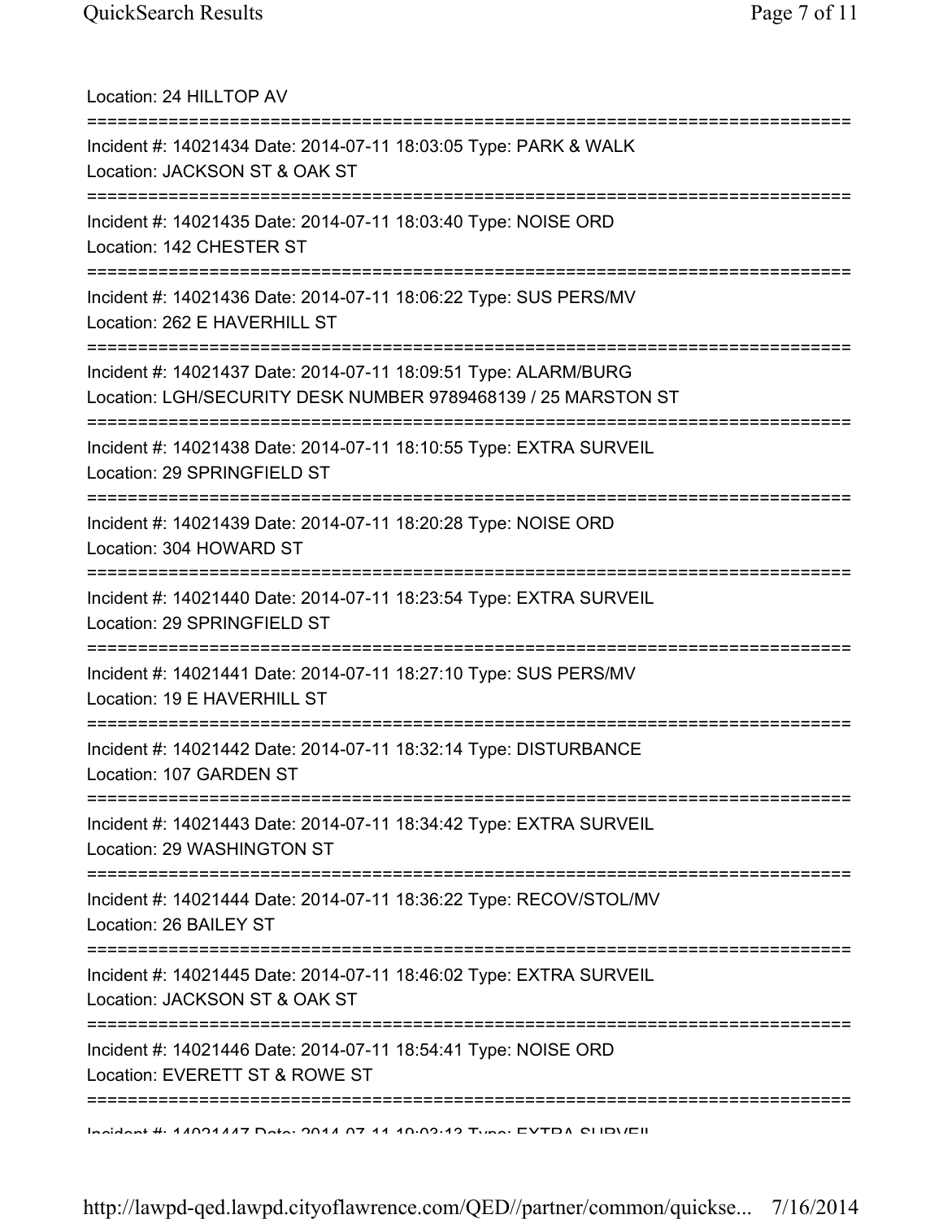Location: 24 HILLTOP AV

===========================================================================

Incident #: 14021434 Date: 2014-07-11 18:03:05 Type: PARK & WALK
Location: JACKSON ST & OAK ST

===========================================================================

Incident #: 14021435 Date: 2014-07-11 18:03:40 Type: NOISE ORD
Location: 142 CHESTER ST

===========================================================================

Incident #: 14021436 Date: 2014-07-11 18:06:22 Type: SUS PERS/MV
Location: 262 E HAVERHILL ST

===========================================================================

Incident #: 14021437 Date: 2014-07-11 18:09:51 Type: ALARM/BURG
Location: LGH/SECURITY DESK NUMBER 9789468139 / 25 MARSTON ST

===========================================================================

Incident #: 14021438 Date: 2014-07-11 18:10:55 Type: EXTRA SURVEIL
Location: 29 SPRINGFIELD ST

===========================================================================

Incident #: 14021439 Date: 2014-07-11 18:20:28 Type: NOISE ORD
Location: 304 HOWARD ST

===========================================================================

Incident #: 14021440 Date: 2014-07-11 18:23:54 Type: EXTRA SURVEIL
Location: 29 SPRINGFIELD ST

===========================================================================

Incident #: 14021441 Date: 2014-07-11 18:27:10 Type: SUS PERS/MV
Location: 19 E HAVERHILL ST

===========================================================================

Incident #: 14021442 Date: 2014-07-11 18:32:14 Type: DISTURBANCE
Location: 107 GARDEN ST

===========================================================================

Incident #: 14021443 Date: 2014-07-11 18:34:42 Type: EXTRA SURVEIL
Location: 29 WASHINGTON ST

===========================================================================

Incident #: 14021444 Date: 2014-07-11 18:36:22 Type: RECOV/STOL/MV
Location: 26 BAILEY ST

===========================================================================

Incident #: 14021445 Date: 2014-07-11 18:46:02 Type: EXTRA SURVEIL
Location: JACKSON ST & OAK ST

===========================================================================

Incident #: 14021446 Date: 2014-07-11 18:54:41 Type: NOISE ORD
Location: EVERETT ST & ROWE ST

===========================================================================

Incident #: 14021447 Date: 2014-07-11 19:03:13 Type: EXTRA SURVEIL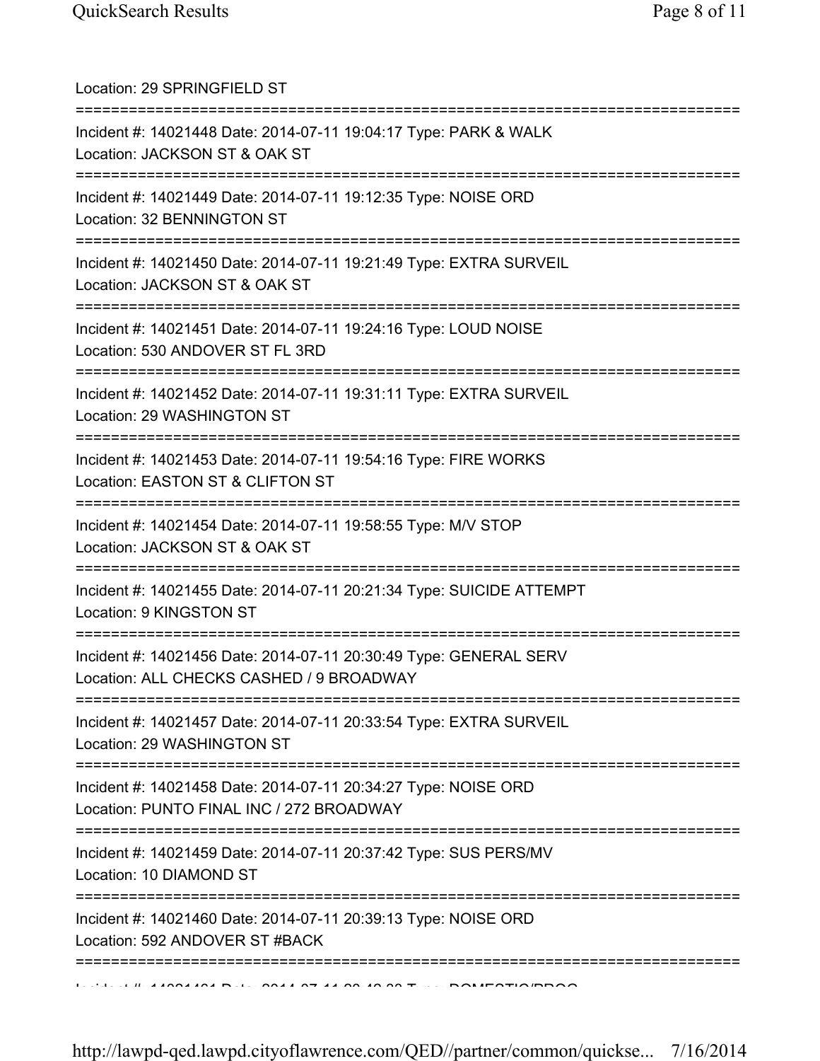Location: 29 SPRINGFIELD ST

===========================================================================

Incident #: 14021448 Date: 2014-07-11 19:04:17 Type: PARK & WALK

Location: JACKSON ST & OAK ST

===========================================================================

Incident #: 14021449 Date: 2014-07-11 19:12:35 Type: NOISE ORD

Location: 32 BENNINGTON ST

===========================================================================

Incident #: 14021450 Date: 2014-07-11 19:21:49 Type: EXTRA SURVEIL

Location: JACKSON ST & OAK ST

===========================================================================

Incident #: 14021451 Date: 2014-07-11 19:24:16 Type: LOUD NOISE

Location: 530 ANDOVER ST FL 3RD

===========================================================================

Incident #: 14021452 Date: 2014-07-11 19:31:11 Type: EXTRA SURVEIL

Location: 29 WASHINGTON ST

===========================================================================

Incident #: 14021453 Date: 2014-07-11 19:54:16 Type: FIRE WORKS

Location: EASTON ST & CLIFTON ST

===========================================================================

Incident #: 14021454 Date: 2014-07-11 19:58:55 Type: M/V STOP

Location: JACKSON ST & OAK ST

===========================================================================

Incident #: 14021455 Date: 2014-07-11 20:21:34 Type: SUICIDE ATTEMPT

Location: 9 KINGSTON ST

===========================================================================

Incident #: 14021456 Date: 2014-07-11 20:30:49 Type: GENERAL SERV

Location: ALL CHECKS CASHED / 9 BROADWAY

===========================================================================

Incident #: 14021457 Date: 2014-07-11 20:33:54 Type: EXTRA SURVEIL

Location: 29 WASHINGTON ST

===========================================================================

Incident #: 14021458 Date: 2014-07-11 20:34:27 Type: NOISE ORD

Location: PUNTO FINAL INC / 272 BROADWAY

===========================================================================

Incident #: 14021459 Date: 2014-07-11 20:37:42 Type: SUS PERS/MV

Location: 10 DIAMOND ST

===========================================================================

Incident #: 14021460 Date: 2014-07-11 20:39:13 Type: NOISE ORD

Location: 592 ANDOVER ST #BACK

===========================================================================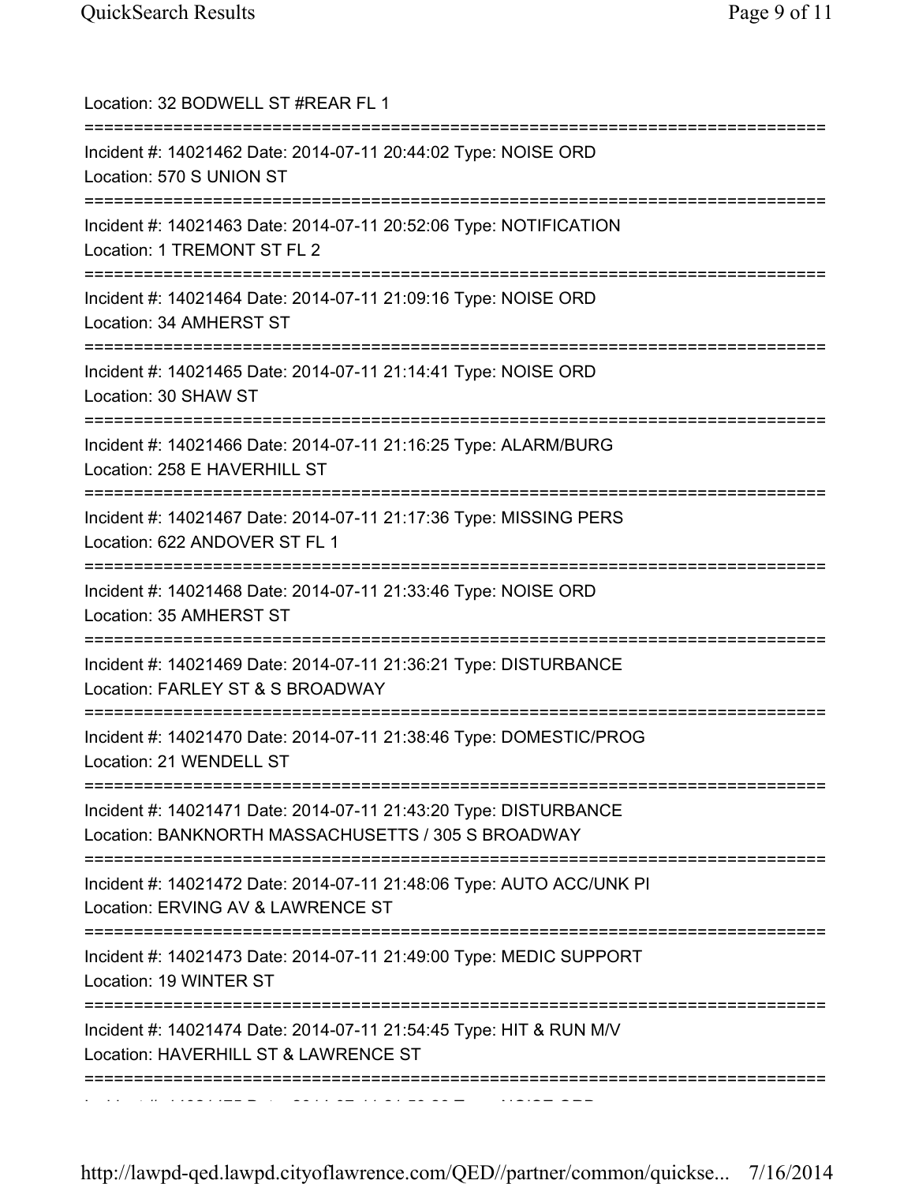Location: 32 BODWELL ST #REAR FL 1

===========================================================================

Incident #: 14021462 Date: 2014-07-11 20:44:02 Type: NOISE ORD
Location: 570 S UNION ST

===========================================================================

Incident #: 14021463 Date: 2014-07-11 20:52:06 Type: NOTIFICATION
Location: 1 TREMONT ST FL 2

===========================================================================

Incident #: 14021464 Date: 2014-07-11 21:09:16 Type: NOISE ORD
Location: 34 AMHERST ST

===========================================================================

Incident #: 14021465 Date: 2014-07-11 21:14:41 Type: NOISE ORD
Location: 30 SHAW ST

===========================================================================

Incident #: 14021466 Date: 2014-07-11 21:16:25 Type: ALARM/BURG
Location: 258 E HAVERHILL ST

===========================================================================

Incident #: 14021467 Date: 2014-07-11 21:17:36 Type: MISSING PERS
Location: 622 ANDOVER ST FL 1

===========================================================================

Incident #: 14021468 Date: 2014-07-11 21:33:46 Type: NOISE ORD
Location: 35 AMHERST ST

===========================================================================

Incident #: 14021469 Date: 2014-07-11 21:36:21 Type: DISTURBANCE
Location: FARLEY ST & S BROADWAY

===========================================================================

Incident #: 14021470 Date: 2014-07-11 21:38:46 Type: DOMESTIC/PROG
Location: 21 WENDELL ST

===========================================================================

Incident #: 14021471 Date: 2014-07-11 21:43:20 Type: DISTURBANCE
Location: BANKNORTH MASSACHUSETTS / 305 S BROADWAY

===========================================================================

Incident #: 14021472 Date: 2014-07-11 21:48:06 Type: AUTO ACC/UNK PI
Location: ERVING AV & LAWRENCE ST

===========================================================================

Incident #: 14021473 Date: 2014-07-11 21:49:00 Type: MEDIC SUPPORT
Location: 19 WINTER ST

===========================================================================

Incident #: 14021474 Date: 2014-07-11 21:54:45 Type: HIT & RUN M/V
Location: HAVERHILL ST & LAWRENCE ST

===========================================================================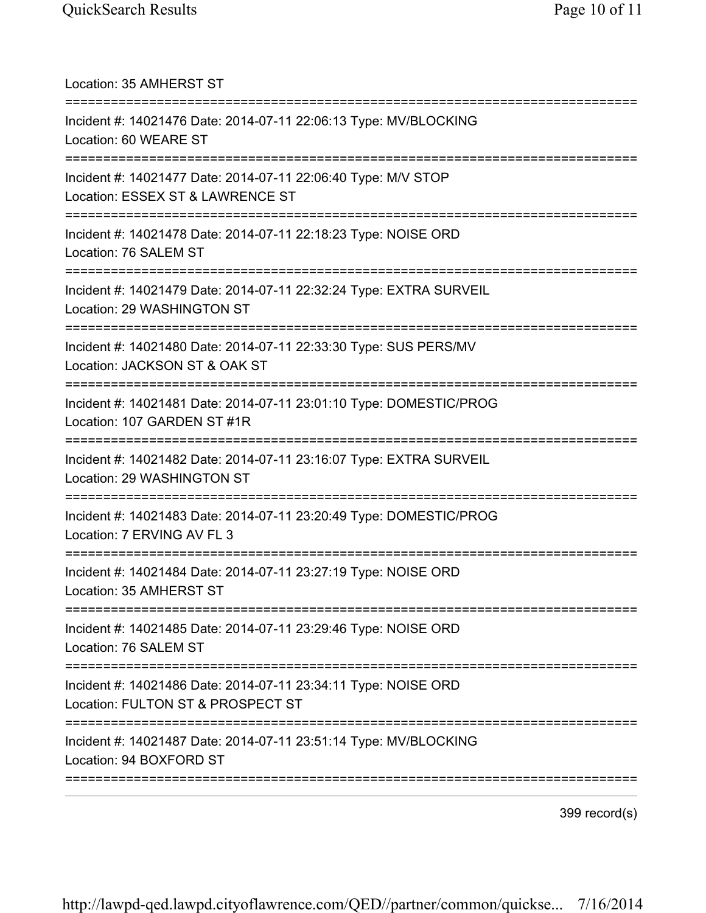Location: 35 AMHERST ST

===========================================================================

Incident #: 14021476 Date: 2014-07-11 22:06:13 Type: MV/BLOCKING
Location: 60 WEARE ST

===========================================================================

Incident #: 14021477 Date: 2014-07-11 22:06:40 Type: M/V STOP
Location: ESSEX ST & LAWRENCE ST

===========================================================================

Incident #: 14021478 Date: 2014-07-11 22:18:23 Type: NOISE ORD
Location: 76 SALEM ST

===========================================================================

Incident #: 14021479 Date: 2014-07-11 22:32:24 Type: EXTRA SURVEIL
Location: 29 WASHINGTON ST

===========================================================================

Incident #: 14021480 Date: 2014-07-11 22:33:30 Type: SUS PERS/MV
Location: JACKSON ST & OAK ST

===========================================================================

Incident #: 14021481 Date: 2014-07-11 23:01:10 Type: DOMESTIC/PROG
Location: 107 GARDEN ST #1R

===========================================================================

Incident #: 14021482 Date: 2014-07-11 23:16:07 Type: EXTRA SURVEIL
Location: 29 WASHINGTON ST

===========================================================================

Incident #: 14021483 Date: 2014-07-11 23:20:49 Type: DOMESTIC/PROG
Location: 7 ERVING AV FL 3

===========================================================================

Incident #: 14021484 Date: 2014-07-11 23:27:19 Type: NOISE ORD
Location: 35 AMHERST ST

===========================================================================

Incident #: 14021485 Date: 2014-07-11 23:29:46 Type: NOISE ORD
Location: 76 SALEM ST

===========================================================================

Incident #: 14021486 Date: 2014-07-11 23:34:11 Type: NOISE ORD
Location: FULTON ST & PROSPECT ST

===========================================================================

Incident #: 14021487 Date: 2014-07-11 23:51:14 Type: MV/BLOCKING
Location: 94 BOXFORD ST

===========================================================================

399 record(s)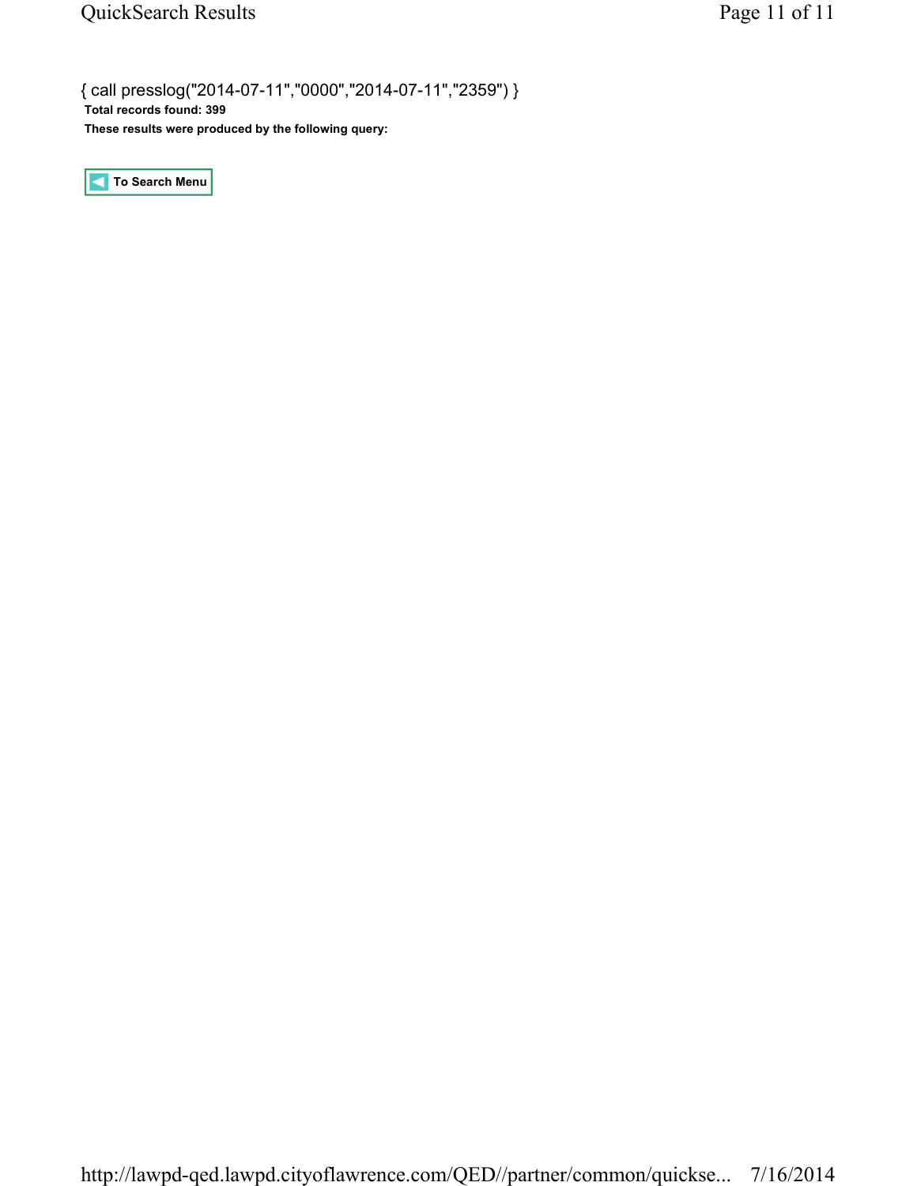{ call presslog("2014-07-11","0000","2014-07-11","2359") }

**Total records found: 399**

**These results were produced by the following query:**

**To Search Menu**